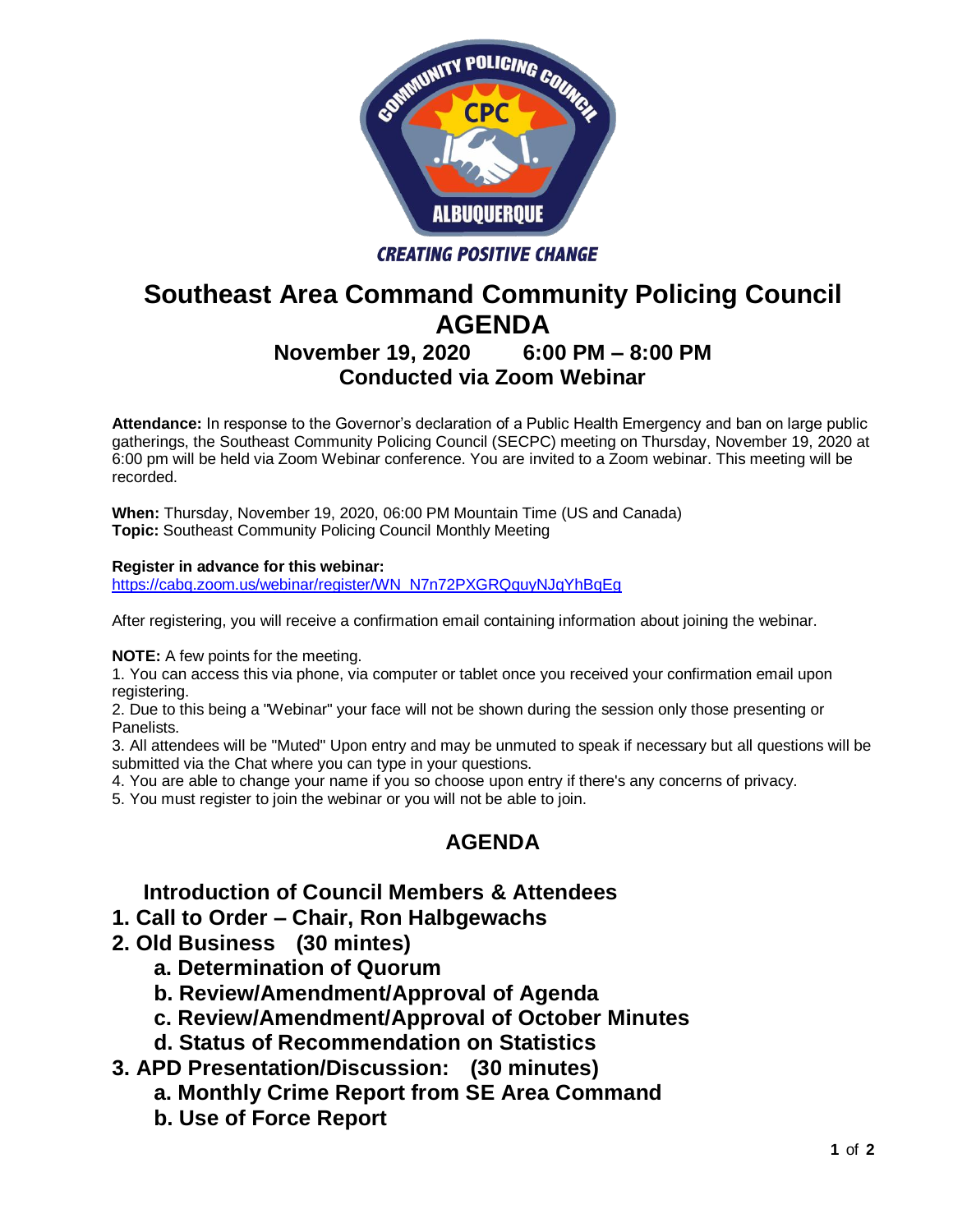CREATING POSITIVE CHANGE

# Southeast Area Command Community Policing Council AGENDA

### November 19, 2020 6:00 PM – 8:00 PM
### Conducted via Zoom Webinar

**Attendance:** In response to the Governor's declaration of a Public Health Emergency and ban on large public gatherings, the Southeast Community Policing Council (SECPC) meeting on Thursday, November 19, 2020 at 6:00 pm will be held via Zoom Webinar conference. You are invited to a Zoom webinar. This meeting will be recorded.

**When:** Thursday, November 19, 2020, 06:00 PM Mountain Time (US and Canada)
**Topic:** Southeast Community Policing Council Monthly Meeting

**Register in advance for this webinar:**
https://cabq.zoom.us/webinar/register/WN_N7n72PXGRQquyNJqYhBqEg

After registering, you will receive a confirmation email containing information about joining the webinar.

**NOTE:** A few points for the meeting.
1. You can access this via phone, via computer or tablet once you received your confirmation email upon registering.
2. Due to this being a "Webinar" your face will not be shown during the session only those presenting or Panelists.
3. All attendees will be "Muted" Upon entry and may be unmuted to speak if necessary but all questions will be submitted via the Chat where you can type in your questions.
4. You are able to change your name if you so choose upon entry if there's any concerns of privacy.
5. You must register to join the webinar or you will not be able to join.

## AGENDA

**Introduction of Council Members & Attendees**

1. **Call to Order – Chair, Ron Halbgewachs**
2. **Old Business (30 mintes)**
   a. **Determination of Quorum**
   b. **Review/Amendment/Approval of Agenda**
   c. **Review/Amendment/Approval of October Minutes**
   d. **Status of Recommendation on Statistics**
3. **APD Presentation/Discussion: (30 minutes)**
   a. **Monthly Crime Report from SE Area Command**
   b. **Use of Force Report**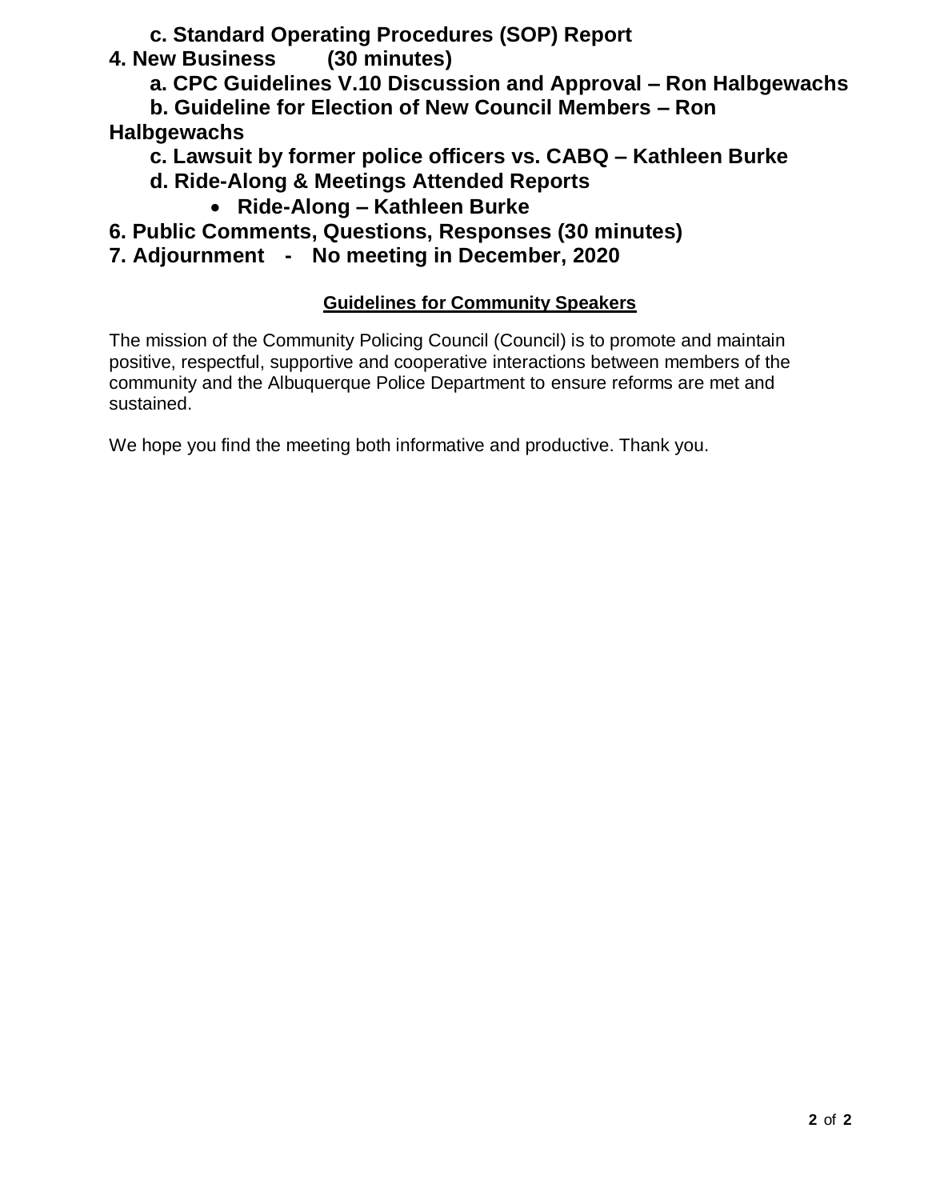**c. Standard Operating Procedures (SOP) Report**

**4. New Business (30 minutes)**

**a. CPC Guidelines V.10 Discussion and Approval – Ron Halbgewachs**

**b. Guideline for Election of New Council Members – Ron Halbgewachs**

**c. Lawsuit by former police officers vs. CABQ – Kathleen Burke**

**d. Ride-Along & Meetings Attended Reports**

- **Ride-Along – Kathleen Burke**

**6. Public Comments, Questions, Responses (30 minutes)**

**7. Adjournment - No meeting in December, 2020**

**Guidelines for Community Speakers**

The mission of the Community Policing Council (Council) is to promote and maintain positive, respectful, supportive and cooperative interactions between members of the community and the Albuquerque Police Department to ensure reforms are met and sustained.

We hope you find the meeting both informative and productive. Thank you.